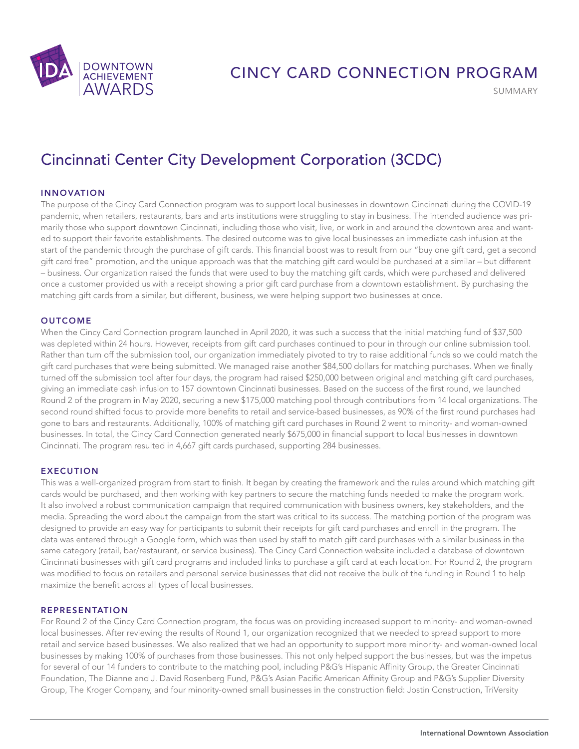# CINCY CARD CONNECTION PROGRAM

SUMMARY

## Cincinnati Center City Development Corporation (3CDC)

### INNOVATION

The purpose of the Cincy Card Connection program was to support local businesses in downtown Cincinnati during the COVID-19 pandemic, when retailers, restaurants, bars and arts institutions were struggling to stay in business. The intended audience was primarily those who support downtown Cincinnati, including those who visit, live, or work in and around the downtown area and wanted to support their favorite establishments. The desired outcome was to give local businesses an immediate cash infusion at the start of the pandemic through the purchase of gift cards. This financial boost was to result from our "buy one gift card, get a second gift card free" promotion, and the unique approach was that the matching gift card would be purchased at a similar – but different – business. Our organization raised the funds that were used to buy the matching gift cards, which were purchased and delivered once a customer provided us with a receipt showing a prior gift card purchase from a downtown establishment. By purchasing the matching gift cards from a similar, but different, business, we were helping support two businesses at once.

### OUTCOME

When the Cincy Card Connection program launched in April 2020, it was such a success that the initial matching fund of $37,500 was depleted within 24 hours. However, receipts from gift card purchases continued to pour in through our online submission tool. Rather than turn off the submission tool, our organization immediately pivoted to try to raise additional funds so we could match the gift card purchases that were being submitted. We managed raise another $84,500 dollars for matching purchases. When we finally turned off the submission tool after four days, the program had raised $250,000 between original and matching gift card purchases, giving an immediate cash infusion to 157 downtown Cincinnati businesses. Based on the success of the first round, we launched Round 2 of the program in May 2020, securing a new $175,000 matching pool through contributions from 14 local organizations. The second round shifted focus to provide more benefits to retail and service-based businesses, as 90% of the first round purchases had gone to bars and restaurants. Additionally, 100% of matching gift card purchases in Round 2 went to minority- and woman-owned businesses. In total, the Cincy Card Connection generated nearly $675,000 in financial support to local businesses in downtown Cincinnati. The program resulted in 4,667 gift cards purchased, supporting 284 businesses.

### EXECUTION

This was a well-organized program from start to finish. It began by creating the framework and the rules around which matching gift cards would be purchased, and then working with key partners to secure the matching funds needed to make the program work. It also involved a robust communication campaign that required communication with business owners, key stakeholders, and the media. Spreading the word about the campaign from the start was critical to its success. The matching portion of the program was designed to provide an easy way for participants to submit their receipts for gift card purchases and enroll in the program. The data was entered through a Google form, which was then used by staff to match gift card purchases with a similar business in the same category (retail, bar/restaurant, or service business). The Cincy Card Connection website included a database of downtown Cincinnati businesses with gift card programs and included links to purchase a gift card at each location. For Round 2, the program was modified to focus on retailers and personal service businesses that did not receive the bulk of the funding in Round 1 to help maximize the benefit across all types of local businesses.

### REPRESENTATION

For Round 2 of the Cincy Card Connection program, the focus was on providing increased support to minority- and woman-owned local businesses. After reviewing the results of Round 1, our organization recognized that we needed to spread support to more retail and service based businesses. We also realized that we had an opportunity to support more minority- and woman-owned local businesses by making 100% of purchases from those businesses. This not only helped support the businesses, but was the impetus for several of our 14 funders to contribute to the matching pool, including P&G's Hispanic Affinity Group, the Greater Cincinnati Foundation, The Dianne and J. David Rosenberg Fund, P&G's Asian Pacific American Affinity Group and P&G's Supplier Diversity Group, The Kroger Company, and four minority-owned small businesses in the construction field: Jostin Construction, TriVersity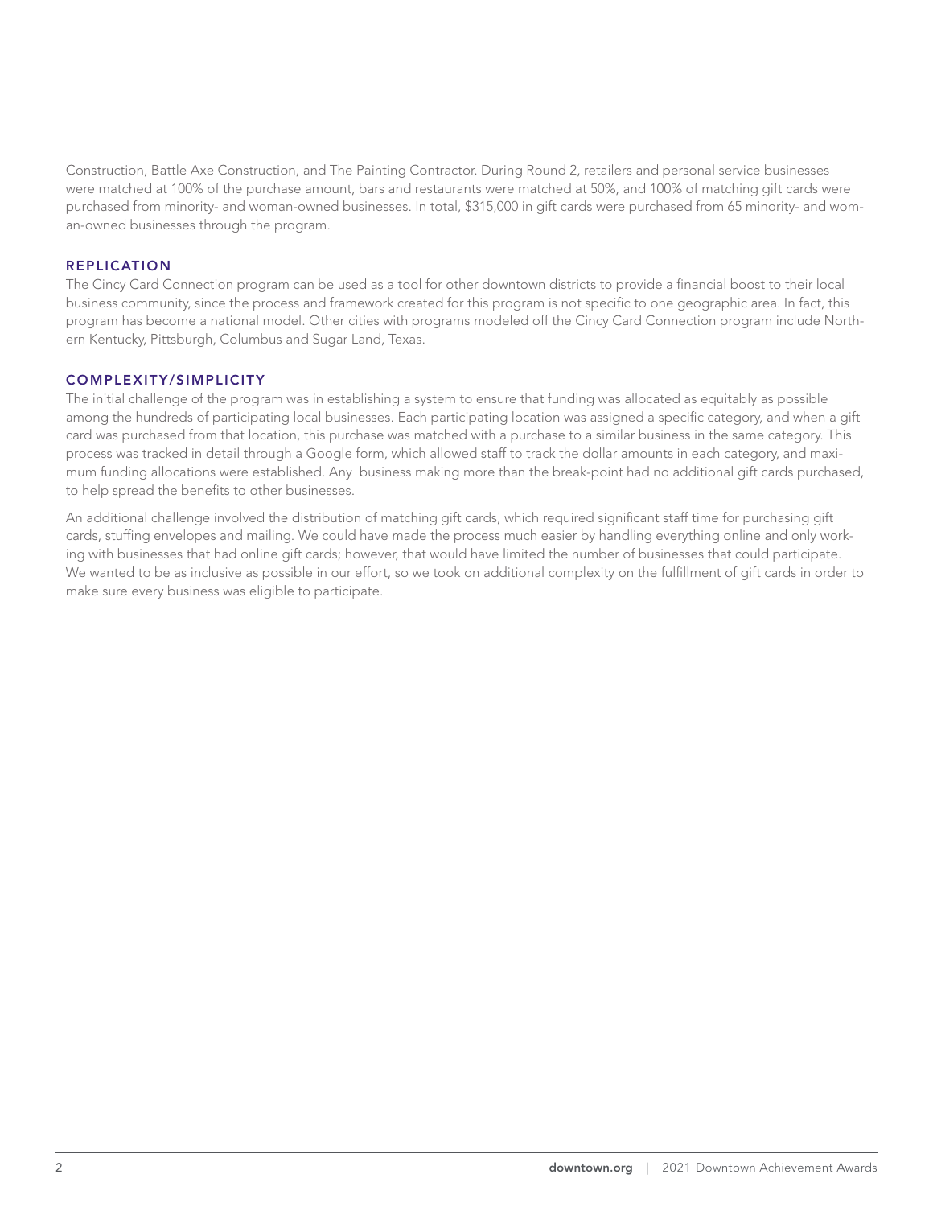Construction, Battle Axe Construction, and The Painting Contractor. During Round 2, retailers and personal service businesses were matched at 100% of the purchase amount, bars and restaurants were matched at 50%, and 100% of matching gift cards were purchased from minority- and woman-owned businesses. In total, $315,000 in gift cards were purchased from 65 minority- and woman-owned businesses through the program.

## REPLICATION

The Cincy Card Connection program can be used as a tool for other downtown districts to provide a financial boost to their local business community, since the process and framework created for this program is not specific to one geographic area. In fact, this program has become a national model. Other cities with programs modeled off the Cincy Card Connection program include Northern Kentucky, Pittsburgh, Columbus and Sugar Land, Texas.

## COMPLEXITY/SIMPLICITY

The initial challenge of the program was in establishing a system to ensure that funding was allocated as equitably as possible among the hundreds of participating local businesses. Each participating location was assigned a specific category, and when a gift card was purchased from that location, this purchase was matched with a purchase to a similar business in the same category. This process was tracked in detail through a Google form, which allowed staff to track the dollar amounts in each category, and maximum funding allocations were established. Any business making more than the break-point had no additional gift cards purchased, to help spread the benefits to other businesses.

An additional challenge involved the distribution of matching gift cards, which required significant staff time for purchasing gift cards, stuffing envelopes and mailing. We could have made the process much easier by handling everything online and only working with businesses that had online gift cards; however, that would have limited the number of businesses that could participate. We wanted to be as inclusive as possible in our effort, so we took on additional complexity on the fulfillment of gift cards in order to make sure every business was eligible to participate.